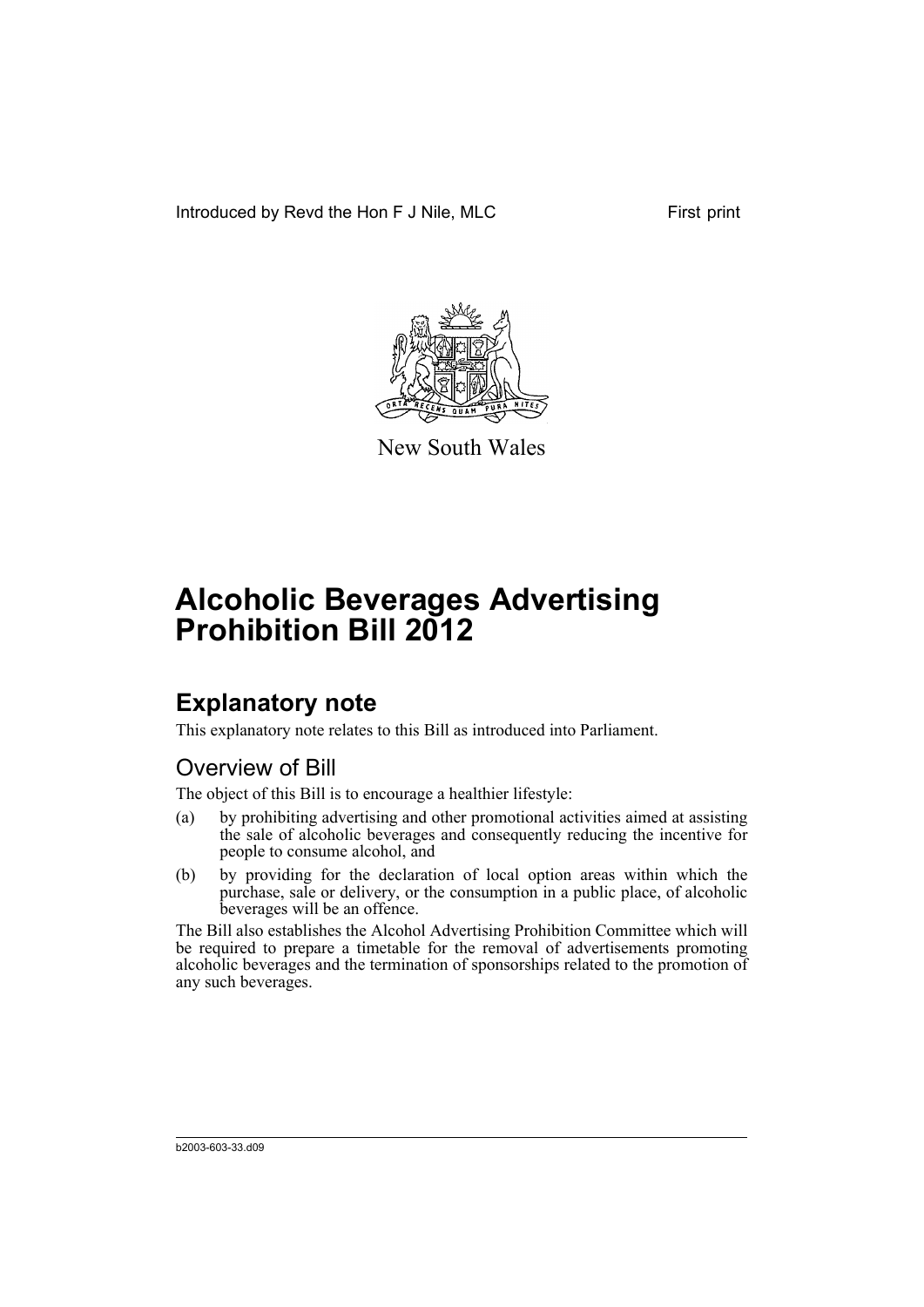Introduced by Revd the Hon F J Nile, MLC First print

New South Wales

# Alcoholic Beverages Advertising Prohibition Bill 2012

## Explanatory note

This explanatory note relates to this Bill as introduced into Parliament.

### Overview of Bill

The object of this Bill is to encourage a healthier lifestyle:

(a) by prohibiting advertising and other promotional activities aimed at assisting the sale of alcoholic beverages and consequently reducing the incentive for people to consume alcohol, and

(b) by providing for the declaration of local option areas within which the purchase, sale or delivery, or the consumption in a public place, of alcoholic beverages will be an offence.

The Bill also establishes the Alcohol Advertising Prohibition Committee which will be required to prepare a timetable for the removal of advertisements promoting alcoholic beverages and the termination of sponsorships related to the promotion of any such beverages.

b2003-603-33.d09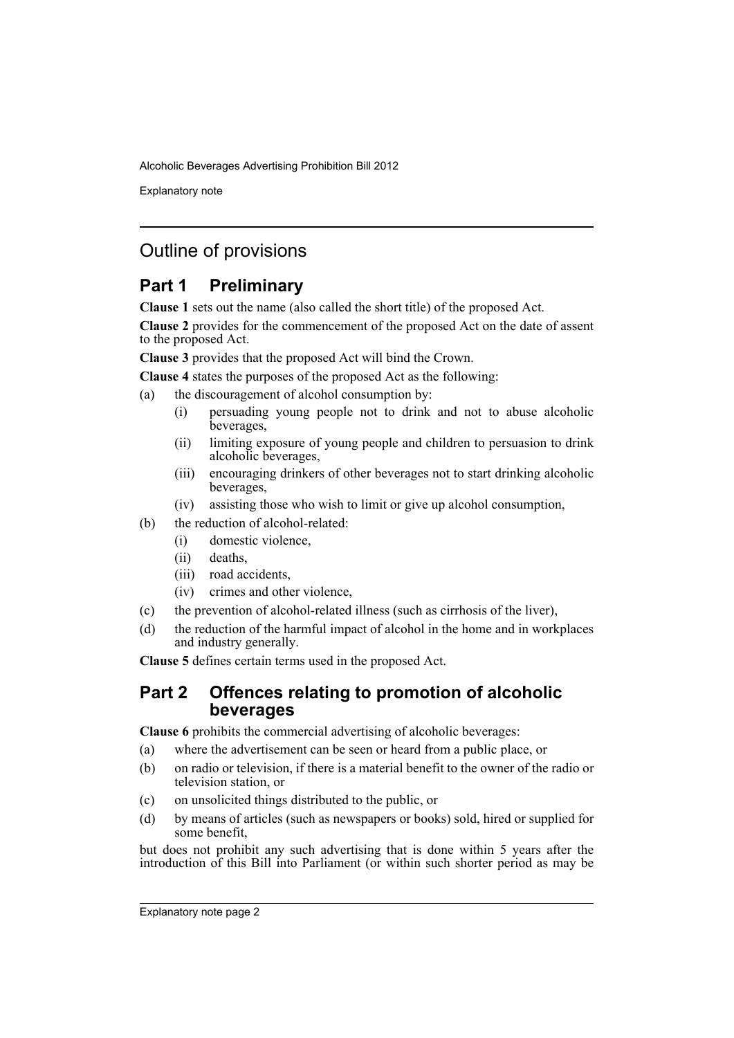## Outline of provisions

### Part 1 Preliminary

**Clause 1** sets out the name (also called the short title) of the proposed Act.

**Clause 2** provides for the commencement of the proposed Act on the date of assent to the proposed Act.

**Clause 3** provides that the proposed Act will bind the Crown.

**Clause 4** states the purposes of the proposed Act as the following:

- (a) the discouragement of alcohol consumption by:
  - (i) persuading young people not to drink and not to abuse alcoholic beverages,
  - (ii) limiting exposure of young people and children to persuasion to drink alcoholic beverages,
  - (iii) encouraging drinkers of other beverages not to start drinking alcoholic beverages,
  - (iv) assisting those who wish to limit or give up alcohol consumption,
- (b) the reduction of alcohol-related:
  - (i) domestic violence,
  - (ii) deaths,
  - (iii) road accidents,
  - (iv) crimes and other violence,
- (c) the prevention of alcohol-related illness (such as cirrhosis of the liver),
- (d) the reduction of the harmful impact of alcohol in the home and in workplaces and industry generally.

**Clause 5** defines certain terms used in the proposed Act.

### Part 2 Offences relating to promotion of alcoholic beverages

**Clause 6** prohibits the commercial advertising of alcoholic beverages:

- (a) where the advertisement can be seen or heard from a public place, or
- (b) on radio or television, if there is a material benefit to the owner of the radio or television station, or
- (c) on unsolicited things distributed to the public, or
- (d) by means of articles (such as newspapers or books) sold, hired or supplied for some benefit,

but does not prohibit any such advertising that is done within 5 years after the introduction of this Bill into Parliament (or within such shorter period as may be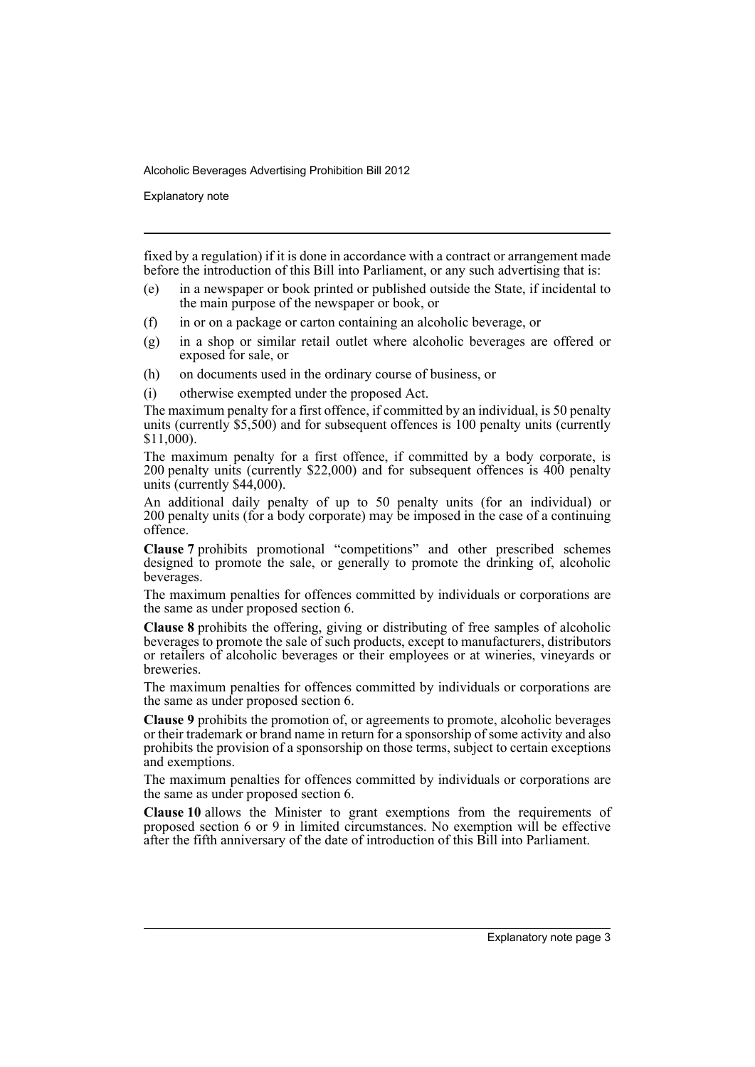fixed by a regulation) if it is done in accordance with a contract or arrangement made before the introduction of this Bill into Parliament, or any such advertising that is:

(e) in a newspaper or book printed or published outside the State, if incidental to the main purpose of the newspaper or book, or

(f) in or on a package or carton containing an alcoholic beverage, or

(g) in a shop or similar retail outlet where alcoholic beverages are offered or exposed for sale, or

(h) on documents used in the ordinary course of business, or

(i) otherwise exempted under the proposed Act.

The maximum penalty for a first offence, if committed by an individual, is 50 penalty units (currently $5,500) and for subsequent offences is 100 penalty units (currently $11,000).

The maximum penalty for a first offence, if committed by a body corporate, is 200 penalty units (currently $22,000) and for subsequent offences is 400 penalty units (currently $44,000).

An additional daily penalty of up to 50 penalty units (for an individual) or 200 penalty units (for a body corporate) may be imposed in the case of a continuing offence.

**Clause 7** prohibits promotional "competitions" and other prescribed schemes designed to promote the sale, or generally to promote the drinking of, alcoholic beverages.

The maximum penalties for offences committed by individuals or corporations are the same as under proposed section 6.

**Clause 8** prohibits the offering, giving or distributing of free samples of alcoholic beverages to promote the sale of such products, except to manufacturers, distributors or retailers of alcoholic beverages or their employees or at wineries, vineyards or breweries.

The maximum penalties for offences committed by individuals or corporations are the same as under proposed section 6.

**Clause 9** prohibits the promotion of, or agreements to promote, alcoholic beverages or their trademark or brand name in return for a sponsorship of some activity and also prohibits the provision of a sponsorship on those terms, subject to certain exceptions and exemptions.

The maximum penalties for offences committed by individuals or corporations are the same as under proposed section 6.

**Clause 10** allows the Minister to grant exemptions from the requirements of proposed section 6 or 9 in limited circumstances. No exemption will be effective after the fifth anniversary of the date of introduction of this Bill into Parliament.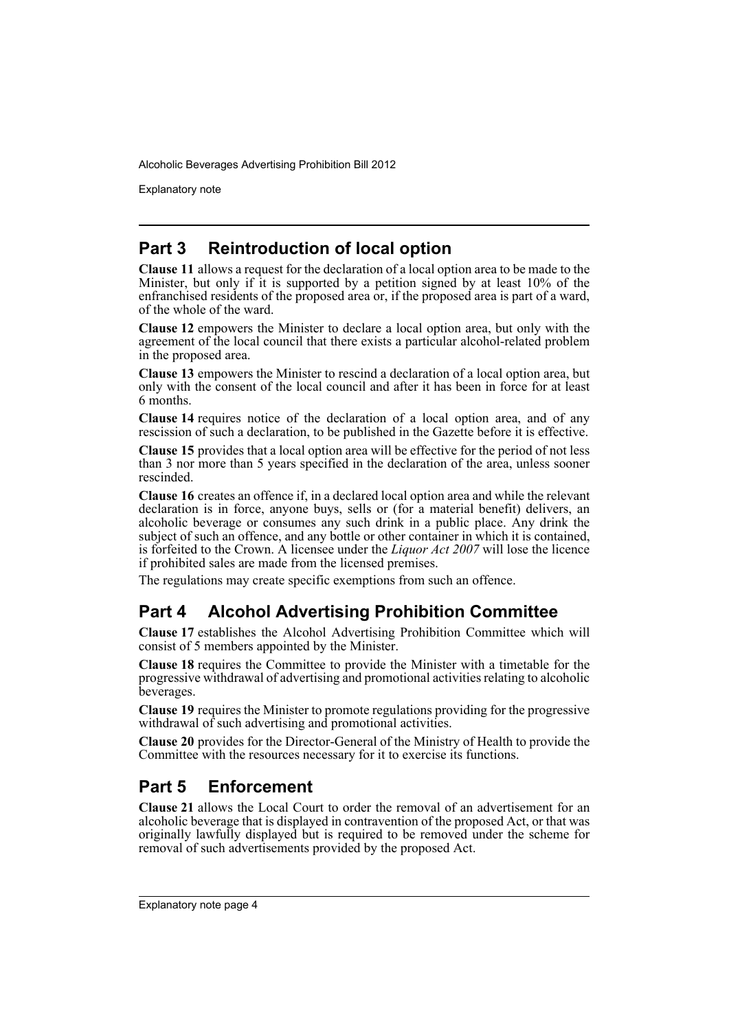## Part 3 Reintroduction of local option

**Clause 11** allows a request for the declaration of a local option area to be made to the Minister, but only if it is supported by a petition signed by at least 10% of the enfranchised residents of the proposed area or, if the proposed area is part of a ward, of the whole of the ward.

**Clause 12** empowers the Minister to declare a local option area, but only with the agreement of the local council that there exists a particular alcohol-related problem in the proposed area.

**Clause 13** empowers the Minister to rescind a declaration of a local option area, but only with the consent of the local council and after it has been in force for at least 6 months.

**Clause 14** requires notice of the declaration of a local option area, and of any rescission of such a declaration, to be published in the Gazette before it is effective.

**Clause 15** provides that a local option area will be effective for the period of not less than 3 nor more than 5 years specified in the declaration of the area, unless sooner rescinded.

**Clause 16** creates an offence if, in a declared local option area and while the relevant declaration is in force, anyone buys, sells or (for a material benefit) delivers, an alcoholic beverage or consumes any such drink in a public place. Any drink the subject of such an offence, and any bottle or other container in which it is contained, is forfeited to the Crown. A licensee under the *Liquor Act 2007* will lose the licence if prohibited sales are made from the licensed premises.

The regulations may create specific exemptions from such an offence.

## Part 4 Alcohol Advertising Prohibition Committee

**Clause 17** establishes the Alcohol Advertising Prohibition Committee which will consist of 5 members appointed by the Minister.

**Clause 18** requires the Committee to provide the Minister with a timetable for the progressive withdrawal of advertising and promotional activities relating to alcoholic beverages.

**Clause 19** requires the Minister to promote regulations providing for the progressive withdrawal of such advertising and promotional activities.

**Clause 20** provides for the Director-General of the Ministry of Health to provide the Committee with the resources necessary for it to exercise its functions.

## Part 5 Enforcement

**Clause 21** allows the Local Court to order the removal of an advertisement for an alcoholic beverage that is displayed in contravention of the proposed Act, or that was originally lawfully displayed but is required to be removed under the scheme for removal of such advertisements provided by the proposed Act.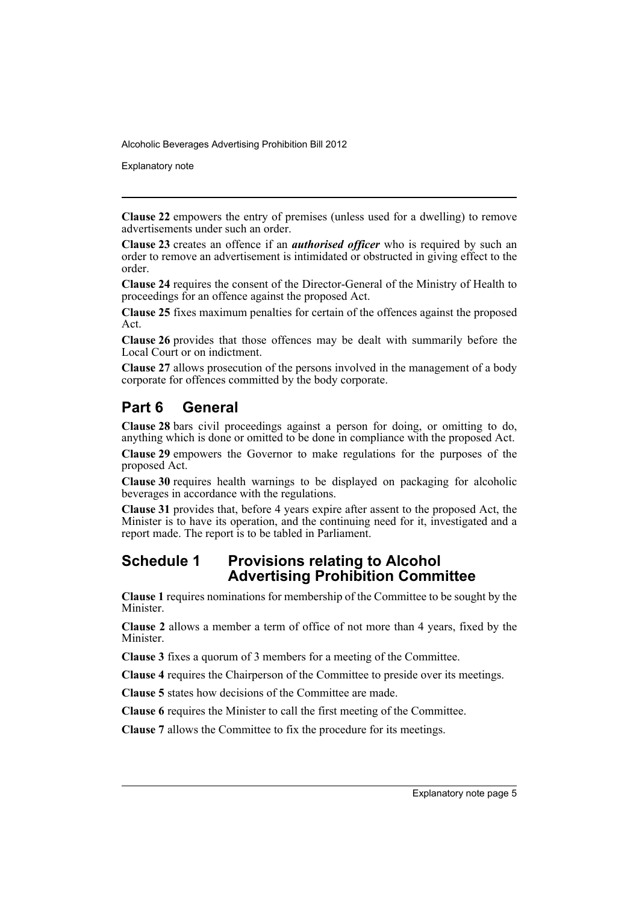**Clause 22** empowers the entry of premises (unless used for a dwelling) to remove advertisements under such an order.

**Clause 23** creates an offence if an ***authorised officer*** who is required by such an order to remove an advertisement is intimidated or obstructed in giving effect to the order.

**Clause 24** requires the consent of the Director-General of the Ministry of Health to proceedings for an offence against the proposed Act.

**Clause 25** fixes maximum penalties for certain of the offences against the proposed Act.

**Clause 26** provides that those offences may be dealt with summarily before the Local Court or on indictment.

**Clause 27** allows prosecution of the persons involved in the management of a body corporate for offences committed by the body corporate.

## Part 6 General

**Clause 28** bars civil proceedings against a person for doing, or omitting to do, anything which is done or omitted to be done in compliance with the proposed Act.

**Clause 29** empowers the Governor to make regulations for the purposes of the proposed Act.

**Clause 30** requires health warnings to be displayed on packaging for alcoholic beverages in accordance with the regulations.

**Clause 31** provides that, before 4 years expire after assent to the proposed Act, the Minister is to have its operation, and the continuing need for it, investigated and a report made. The report is to be tabled in Parliament.

## Schedule 1 Provisions relating to Alcohol Advertising Prohibition Committee

**Clause 1** requires nominations for membership of the Committee to be sought by the Minister.

**Clause 2** allows a member a term of office of not more than 4 years, fixed by the Minister.

**Clause 3** fixes a quorum of 3 members for a meeting of the Committee.

**Clause 4** requires the Chairperson of the Committee to preside over its meetings.

**Clause 5** states how decisions of the Committee are made.

**Clause 6** requires the Minister to call the first meeting of the Committee.

**Clause 7** allows the Committee to fix the procedure for its meetings.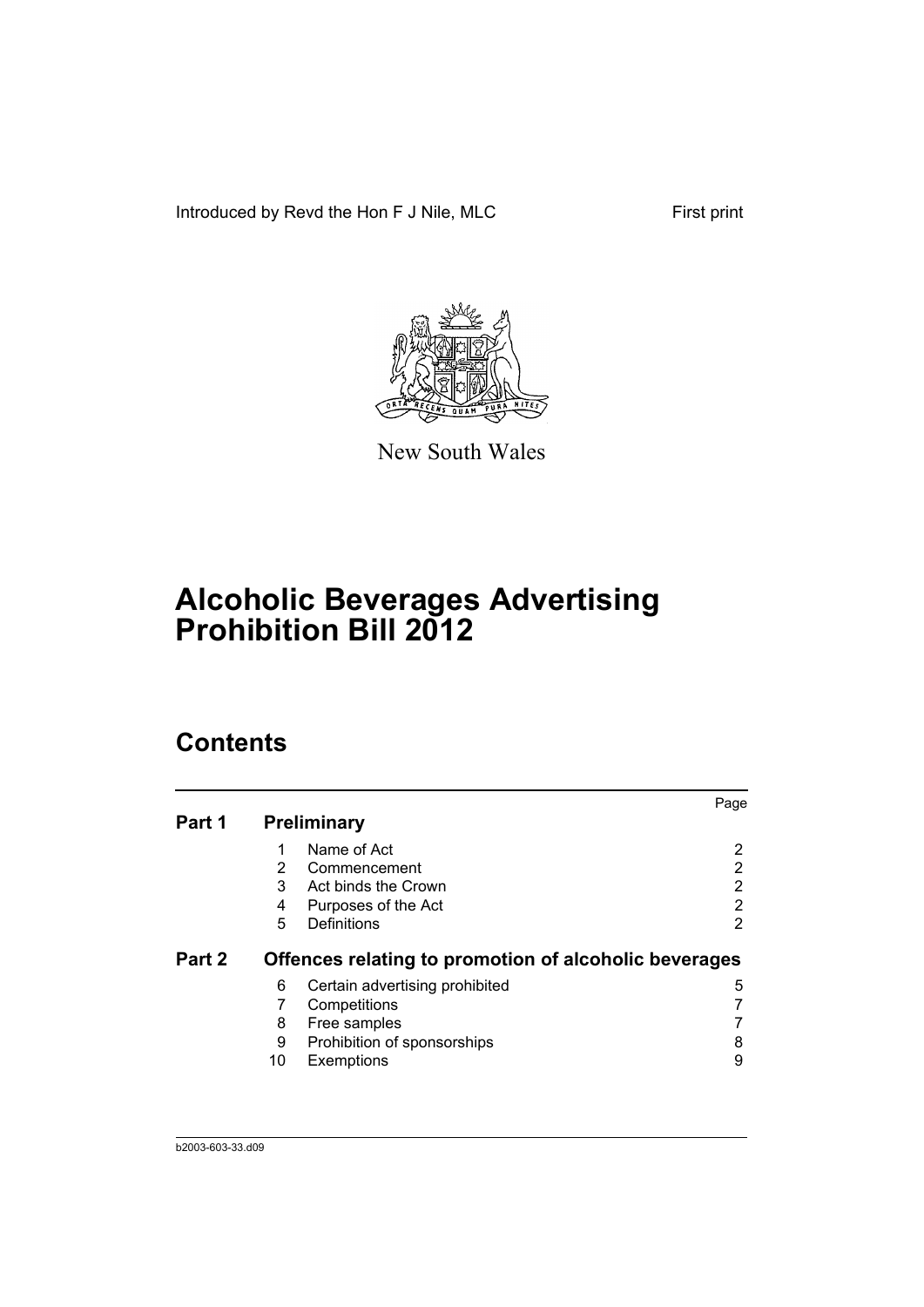Introduced by Revd the Hon F J Nile, MLC First print

New South Wales

# Alcoholic Beverages Advertising Prohibition Bill 2012

## Contents

| | | | Page |
|---|---|---|---|
| **Part 1** | **Preliminary** | | |
| | 1 | Name of Act | 2 |
| | 2 | Commencement | 2 |
| | 3 | Act binds the Crown | 2 |
| | 4 | Purposes of the Act | 2 |
| | 5 | Definitions | 2 |
| **Part 2** | **Offences relating to promotion of alcoholic beverages** | | |
| | 6 | Certain advertising prohibited | 5 |
| | 7 | Competitions | 7 |
| | 8 | Free samples | 7 |
| | 9 | Prohibition of sponsorships | 8 |
| | 10 | Exemptions | 9 |

b2003-603-33.d09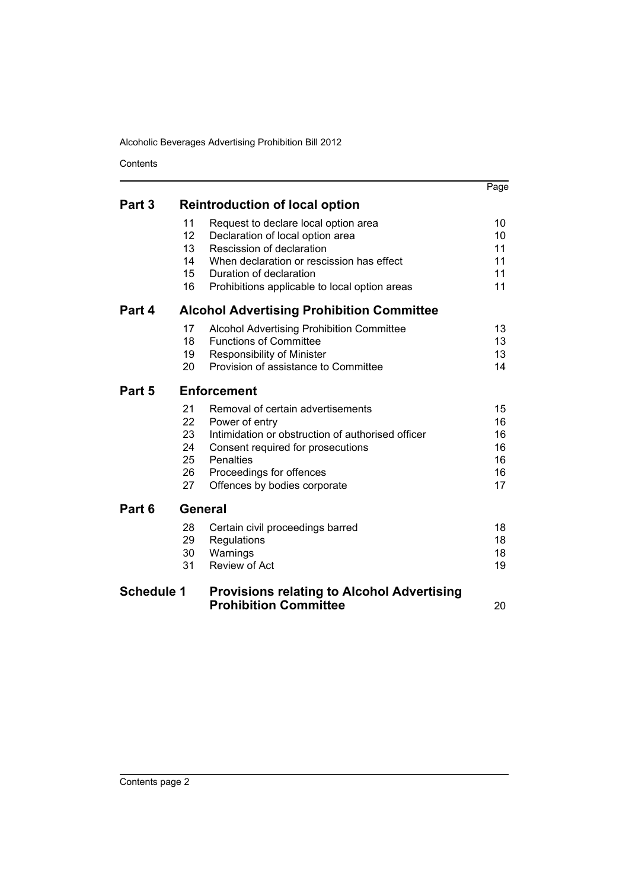| | | | Page |
|---|---|---|---|
| **Part 3** | **Reintroduction of local option** | | |
| | 11 | Request to declare local option area | 10 |
| | 12 | Declaration of local option area | 10 |
| | 13 | Rescission of declaration | 11 |
| | 14 | When declaration or rescission has effect | 11 |
| | 15 | Duration of declaration | 11 |
| | 16 | Prohibitions applicable to local option areas | 11 |
| **Part 4** | **Alcohol Advertising Prohibition Committee** | | |
| | 17 | Alcohol Advertising Prohibition Committee | 13 |
| | 18 | Functions of Committee | 13 |
| | 19 | Responsibility of Minister | 13 |
| | 20 | Provision of assistance to Committee | 14 |
| **Part 5** | **Enforcement** | | |
| | 21 | Removal of certain advertisements | 15 |
| | 22 | Power of entry | 16 |
| | 23 | Intimidation or obstruction of authorised officer | 16 |
| | 24 | Consent required for prosecutions | 16 |
| | 25 | Penalties | 16 |
| | 26 | Proceedings for offences | 16 |
| | 27 | Offences by bodies corporate | 17 |
| **Part 6** | **General** | | |
| | 28 | Certain civil proceedings barred | 18 |
| | 29 | Regulations | 18 |
| | 30 | Warnings | 18 |
| | 31 | Review of Act | 19 |
| **Schedule 1** | **Provisions relating to Alcohol Advertising Prohibition Committee** | | 20 |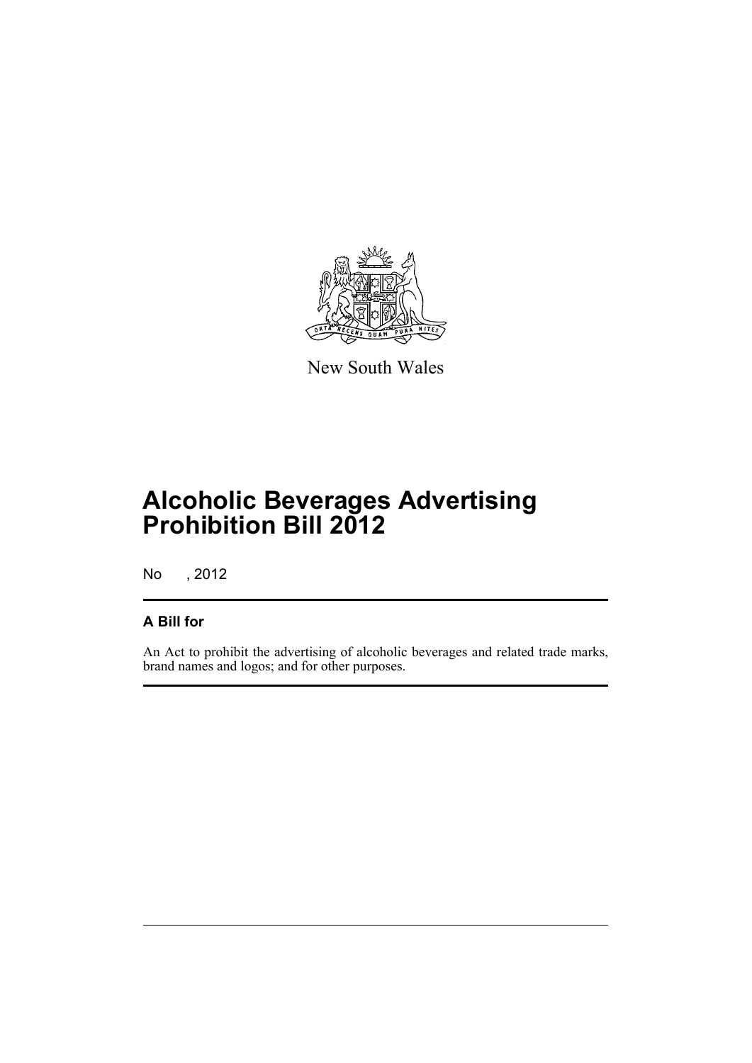New South Wales

# Alcoholic Beverages Advertising Prohibition Bill 2012

No , 2012

## A Bill for

An Act to prohibit the advertising of alcoholic beverages and related trade marks, brand names and logos; and for other purposes.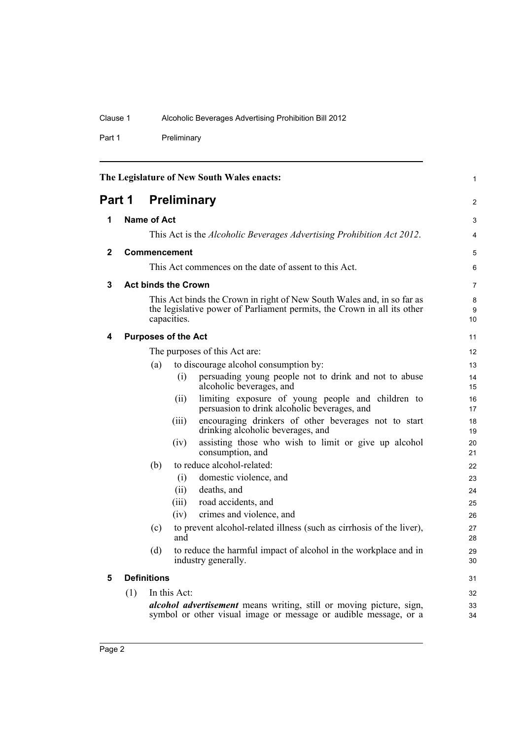The Legislature of New South Wales enacts:

# Part 1 Preliminary

## 1 Name of Act

This Act is the *Alcoholic Beverages Advertising Prohibition Act 2012*.

## 2 Commencement

This Act commences on the date of assent to this Act.

## 3 Act binds the Crown

This Act binds the Crown in right of New South Wales and, in so far as the legislative power of Parliament permits, the Crown in all its other capacities.

## 4 Purposes of the Act

The purposes of this Act are:

- (a) to discourage alcohol consumption by:
  - (i) persuading young people not to drink and not to abuse alcoholic beverages, and
  - (ii) limiting exposure of young people and children to persuasion to drink alcoholic beverages, and
  - (iii) encouraging drinkers of other beverages not to start drinking alcoholic beverages, and
  - (iv) assisting those who wish to limit or give up alcohol consumption, and
- (b) to reduce alcohol-related:
  - (i) domestic violence, and
  - (ii) deaths, and
  - (iii) road accidents, and
  - (iv) crimes and violence, and
- (c) to prevent alcohol-related illness (such as cirrhosis of the liver), and
- (d) to reduce the harmful impact of alcohol in the workplace and in industry generally.

## 5 Definitions

(1) In this Act:

***alcohol advertisement*** means writing, still or moving picture, sign, symbol or other visual image or message or audible message, or a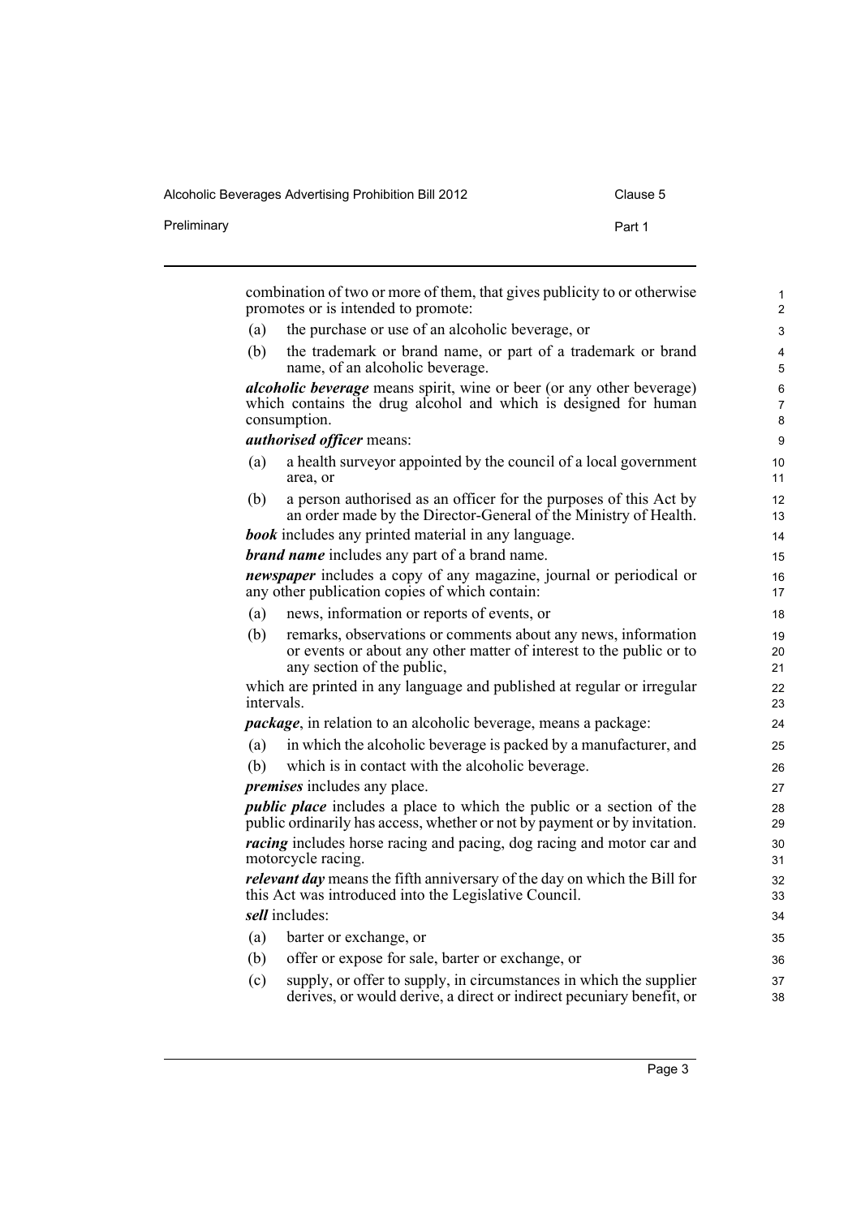combination of two or more of them, that gives publicity to or otherwise promotes or is intended to promote:

(a) the purchase or use of an alcoholic beverage, or

(b) the trademark or brand name, or part of a trademark or brand name, of an alcoholic beverage.

***alcoholic beverage*** means spirit, wine or beer (or any other beverage) which contains the drug alcohol and which is designed for human consumption.

***authorised officer*** means:

(a) a health surveyor appointed by the council of a local government area, or

(b) a person authorised as an officer for the purposes of this Act by an order made by the Director-General of the Ministry of Health.

***book*** includes any printed material in any language.

***brand name*** includes any part of a brand name.

***newspaper*** includes a copy of any magazine, journal or periodical or any other publication copies of which contain:

(a) news, information or reports of events, or

(b) remarks, observations or comments about any news, information or events or about any other matter of interest to the public or to any section of the public,

which are printed in any language and published at regular or irregular intervals.

***package***, in relation to an alcoholic beverage, means a package:

(a) in which the alcoholic beverage is packed by a manufacturer, and

(b) which is in contact with the alcoholic beverage.

***premises*** includes any place.

***public place*** includes a place to which the public or a section of the public ordinarily has access, whether or not by payment or by invitation.

***racing*** includes horse racing and pacing, dog racing and motor car and motorcycle racing.

***relevant day*** means the fifth anniversary of the day on which the Bill for this Act was introduced into the Legislative Council.

***sell*** includes:

(a) barter or exchange, or

(b) offer or expose for sale, barter or exchange, or

(c) supply, or offer to supply, in circumstances in which the supplier derives, or would derive, a direct or indirect pecuniary benefit, or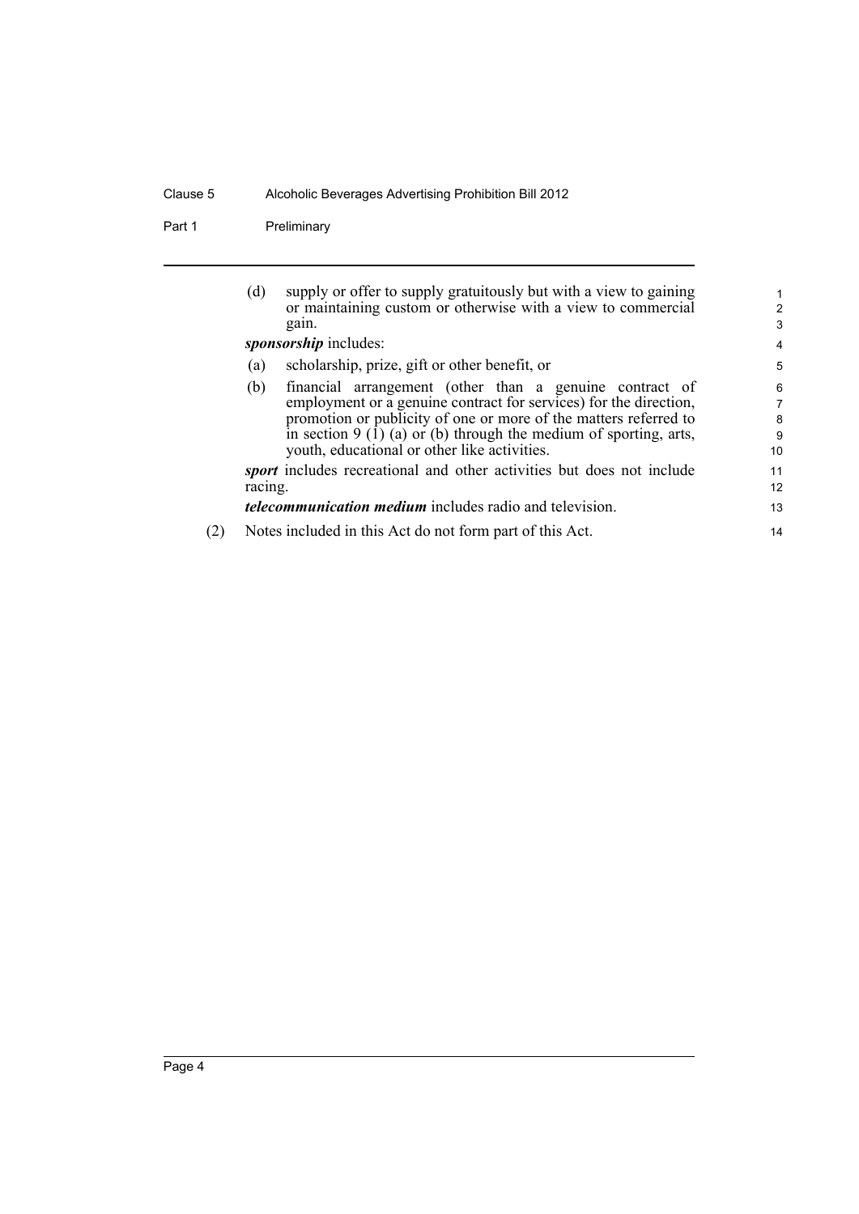(d) supply or offer to supply gratuitously but with a view to gaining or maintaining custom or otherwise with a view to commercial gain.

***sponsorship*** includes:

(a) scholarship, prize, gift or other benefit, or

(b) financial arrangement (other than a genuine contract of employment or a genuine contract for services) for the direction, promotion or publicity of one or more of the matters referred to in section 9 (1) (a) or (b) through the medium of sporting, arts, youth, educational or other like activities.

***sport*** includes recreational and other activities but does not include racing.

***telecommunication medium*** includes radio and television.

(2) Notes included in this Act do not form part of this Act.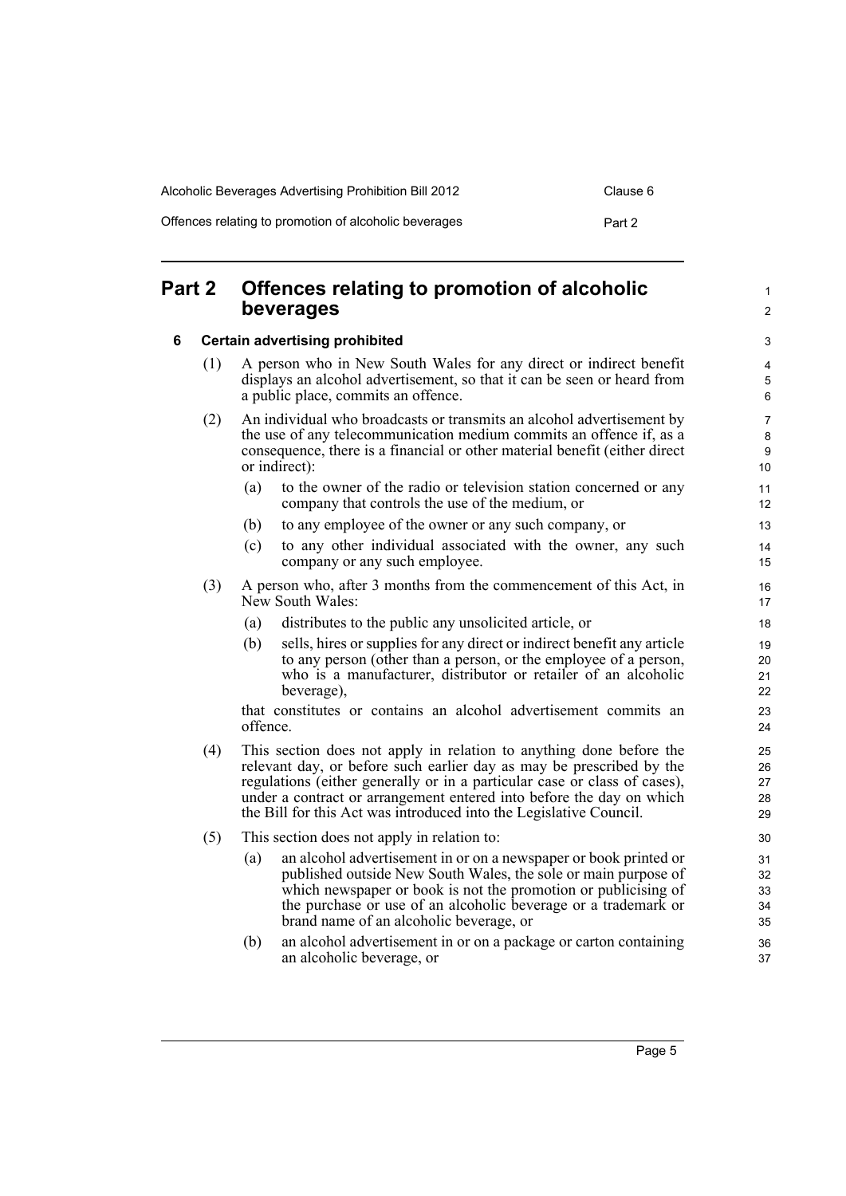## Part 2 Offences relating to promotion of alcoholic beverages

### 6 Certain advertising prohibited

(1) A person who in New South Wales for any direct or indirect benefit displays an alcohol advertisement, so that it can be seen or heard from a public place, commits an offence.

(2) An individual who broadcasts or transmits an alcohol advertisement by the use of any telecommunication medium commits an offence if, as a consequence, there is a financial or other material benefit (either direct or indirect):

- (a) to the owner of the radio or television station concerned or any company that controls the use of the medium, or
- (b) to any employee of the owner or any such company, or
- (c) to any other individual associated with the owner, any such company or any such employee.

(3) A person who, after 3 months from the commencement of this Act, in New South Wales:

- (a) distributes to the public any unsolicited article, or
- (b) sells, hires or supplies for any direct or indirect benefit any article to any person (other than a person, or the employee of a person, who is a manufacturer, distributor or retailer of an alcoholic beverage),

that constitutes or contains an alcohol advertisement commits an offence.

(4) This section does not apply in relation to anything done before the relevant day, or before such earlier day as may be prescribed by the regulations (either generally or in a particular case or class of cases), under a contract or arrangement entered into before the day on which the Bill for this Act was introduced into the Legislative Council.

(5) This section does not apply in relation to:

- (a) an alcohol advertisement in or on a newspaper or book printed or published outside New South Wales, the sole or main purpose of which newspaper or book is not the promotion or publicising of the purchase or use of an alcoholic beverage or a trademark or brand name of an alcoholic beverage, or
- (b) an alcohol advertisement in or on a package or carton containing an alcoholic beverage, or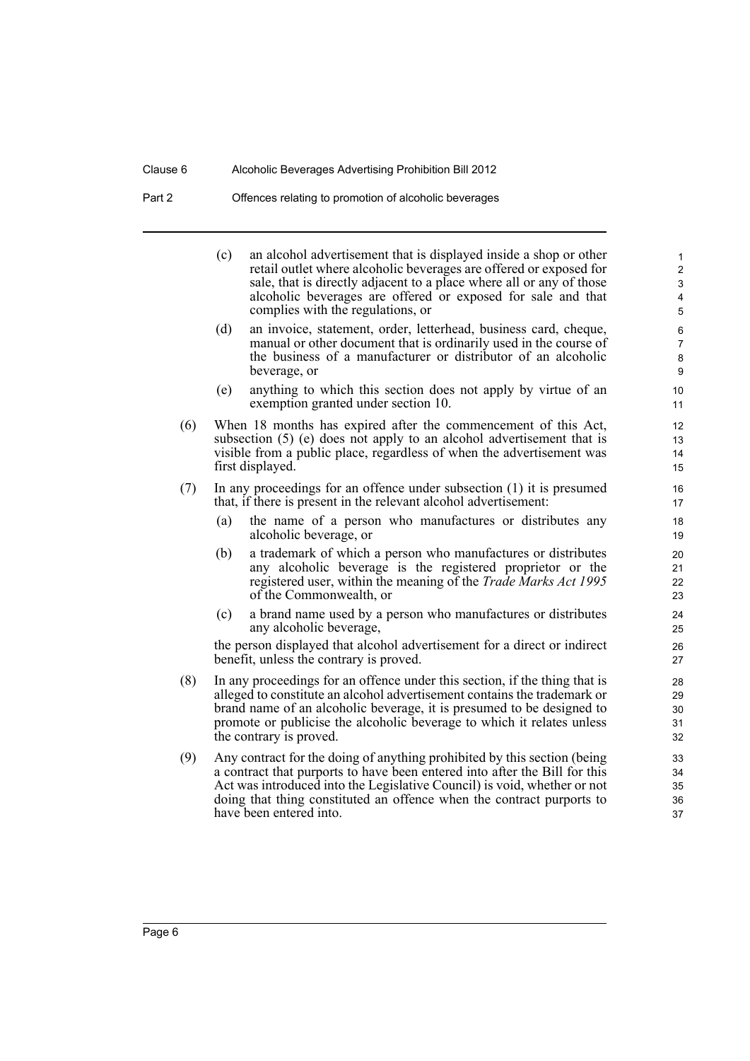(c) an alcohol advertisement that is displayed inside a shop or other retail outlet where alcoholic beverages are offered or exposed for sale, that is directly adjacent to a place where all or any of those alcoholic beverages are offered or exposed for sale and that complies with the regulations, or

(d) an invoice, statement, order, letterhead, business card, cheque, manual or other document that is ordinarily used in the course of the business of a manufacturer or distributor of an alcoholic beverage, or

(e) anything to which this section does not apply by virtue of an exemption granted under section 10.

(6) When 18 months has expired after the commencement of this Act, subsection (5) (e) does not apply to an alcohol advertisement that is visible from a public place, regardless of when the advertisement was first displayed.

(7) In any proceedings for an offence under subsection (1) it is presumed that, if there is present in the relevant alcohol advertisement:

(a) the name of a person who manufactures or distributes any alcoholic beverage, or

(b) a trademark of which a person who manufactures or distributes any alcoholic beverage is the registered proprietor or the registered user, within the meaning of the *Trade Marks Act 1995* of the Commonwealth, or

(c) a brand name used by a person who manufactures or distributes any alcoholic beverage,

the person displayed that alcohol advertisement for a direct or indirect benefit, unless the contrary is proved.

(8) In any proceedings for an offence under this section, if the thing that is alleged to constitute an alcohol advertisement contains the trademark or brand name of an alcoholic beverage, it is presumed to be designed to promote or publicise the alcoholic beverage to which it relates unless the contrary is proved.

(9) Any contract for the doing of anything prohibited by this section (being a contract that purports to have been entered into after the Bill for this Act was introduced into the Legislative Council) is void, whether or not doing that thing constituted an offence when the contract purports to have been entered into.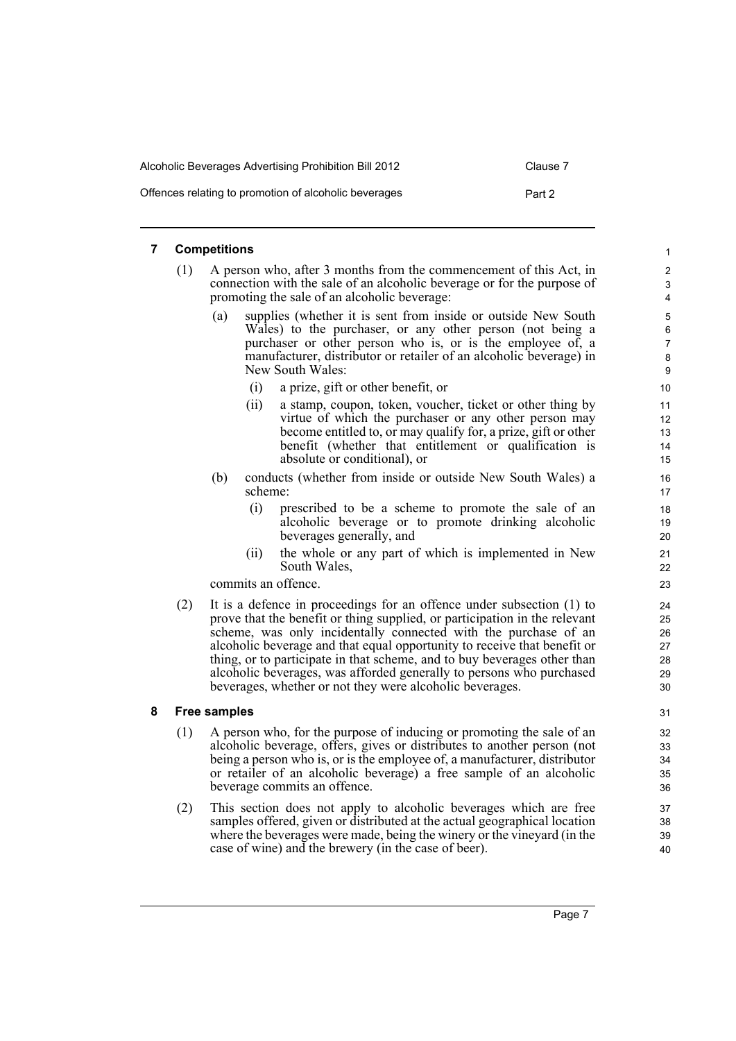### 7 Competitions

(1) A person who, after 3 months from the commencement of this Act, in connection with the sale of an alcoholic beverage or for the purpose of promoting the sale of an alcoholic beverage:

(a) supplies (whether it is sent from inside or outside New South Wales) to the purchaser, or any other person (not being a purchaser or other person who is, or is the employee of, a manufacturer, distributor or retailer of an alcoholic beverage) in New South Wales:

(i) a prize, gift or other benefit, or

(ii) a stamp, coupon, token, voucher, ticket or other thing by virtue of which the purchaser or any other person may become entitled to, or may qualify for, a prize, gift or other benefit (whether that entitlement or qualification is absolute or conditional), or

(b) conducts (whether from inside or outside New South Wales) a scheme:

(i) prescribed to be a scheme to promote the sale of an alcoholic beverage or to promote drinking alcoholic beverages generally, and

(ii) the whole or any part of which is implemented in New South Wales,

commits an offence.

(2) It is a defence in proceedings for an offence under subsection (1) to prove that the benefit or thing supplied, or participation in the relevant scheme, was only incidentally connected with the purchase of an alcoholic beverage and that equal opportunity to receive that benefit or thing, or to participate in that scheme, and to buy beverages other than alcoholic beverages, was afforded generally to persons who purchased beverages, whether or not they were alcoholic beverages.

### 8 Free samples

(1) A person who, for the purpose of inducing or promoting the sale of an alcoholic beverage, offers, gives or distributes to another person (not being a person who is, or is the employee of, a manufacturer, distributor or retailer of an alcoholic beverage) a free sample of an alcoholic beverage commits an offence.

(2) This section does not apply to alcoholic beverages which are free samples offered, given or distributed at the actual geographical location where the beverages were made, being the winery or the vineyard (in the case of wine) and the brewery (in the case of beer).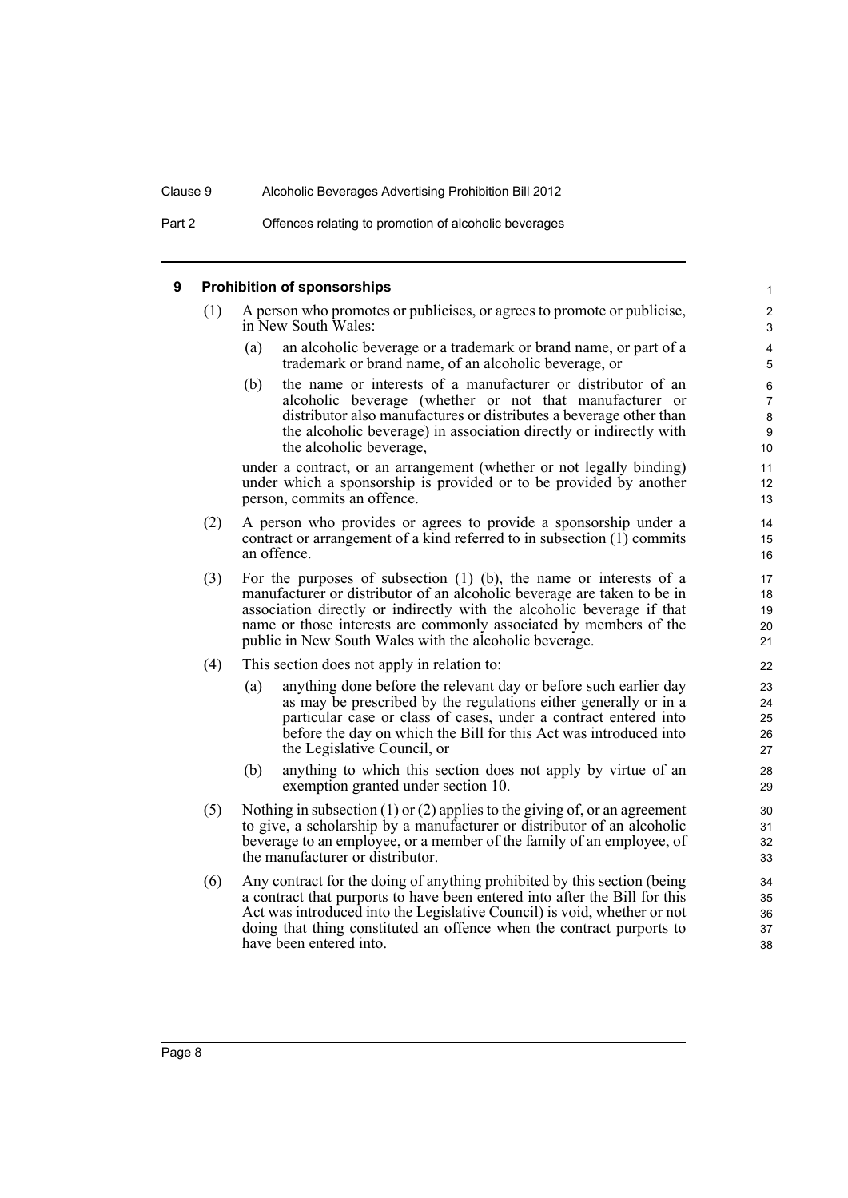## 9 Prohibition of sponsorships

(1) A person who promotes or publicises, or agrees to promote or publicise, in New South Wales:

(a) an alcoholic beverage or a trademark or brand name, or part of a trademark or brand name, of an alcoholic beverage, or

(b) the name or interests of a manufacturer or distributor of an alcoholic beverage (whether or not that manufacturer or distributor also manufactures or distributes a beverage other than the alcoholic beverage) in association directly or indirectly with the alcoholic beverage,

under a contract, or an arrangement (whether or not legally binding) under which a sponsorship is provided or to be provided by another person, commits an offence.

(2) A person who provides or agrees to provide a sponsorship under a contract or arrangement of a kind referred to in subsection (1) commits an offence.

(3) For the purposes of subsection (1) (b), the name or interests of a manufacturer or distributor of an alcoholic beverage are taken to be in association directly or indirectly with the alcoholic beverage if that name or those interests are commonly associated by members of the public in New South Wales with the alcoholic beverage.

(4) This section does not apply in relation to:

(a) anything done before the relevant day or before such earlier day as may be prescribed by the regulations either generally or in a particular case or class of cases, under a contract entered into before the day on which the Bill for this Act was introduced into the Legislative Council, or

(b) anything to which this section does not apply by virtue of an exemption granted under section 10.

(5) Nothing in subsection (1) or (2) applies to the giving of, or an agreement to give, a scholarship by a manufacturer or distributor of an alcoholic beverage to an employee, or a member of the family of an employee, of the manufacturer or distributor.

(6) Any contract for the doing of anything prohibited by this section (being a contract that purports to have been entered into after the Bill for this Act was introduced into the Legislative Council) is void, whether or not doing that thing constituted an offence when the contract purports to have been entered into.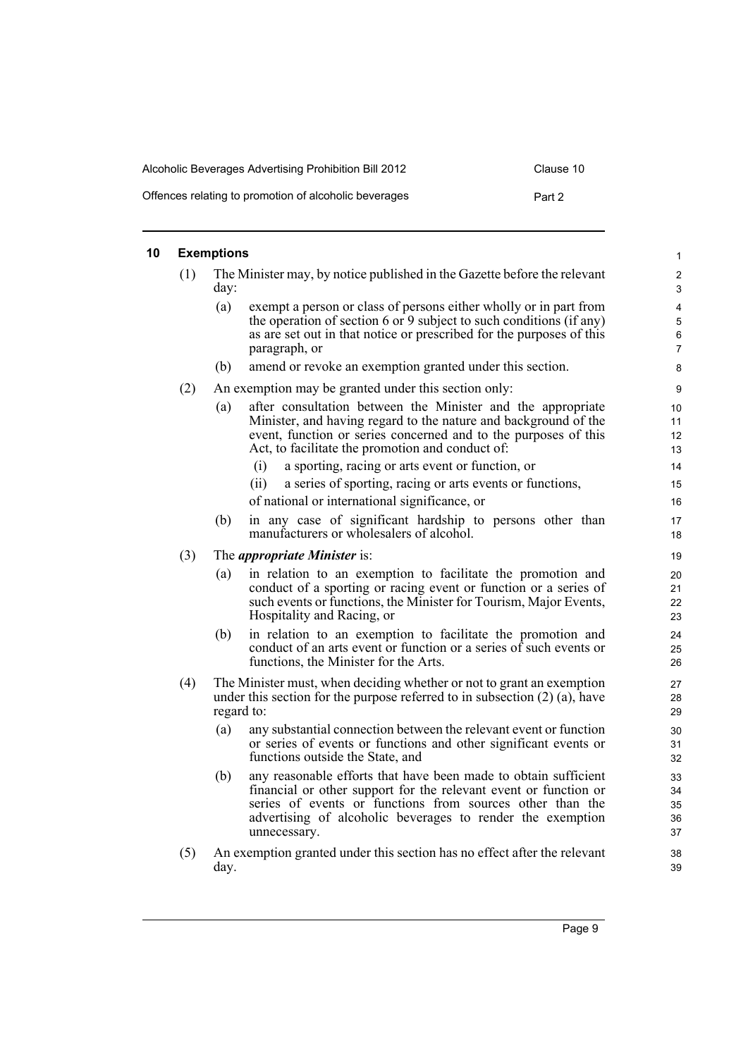## 10 Exemptions

(1) The Minister may, by notice published in the Gazette before the relevant day:

(a) exempt a person or class of persons either wholly or in part from the operation of section 6 or 9 subject to such conditions (if any) as are set out in that notice or prescribed for the purposes of this paragraph, or

(b) amend or revoke an exemption granted under this section.

(2) An exemption may be granted under this section only:

(a) after consultation between the Minister and the appropriate Minister, and having regard to the nature and background of the event, function or series concerned and to the purposes of this Act, to facilitate the promotion and conduct of:

(i) a sporting, racing or arts event or function, or

(ii) a series of sporting, racing or arts events or functions,

of national or international significance, or

(b) in any case of significant hardship to persons other than manufacturers or wholesalers of alcohol.

(3) The ***appropriate Minister*** is:

(a) in relation to an exemption to facilitate the promotion and conduct of a sporting or racing event or function or a series of such events or functions, the Minister for Tourism, Major Events, Hospitality and Racing, or

(b) in relation to an exemption to facilitate the promotion and conduct of an arts event or function or a series of such events or functions, the Minister for the Arts.

(4) The Minister must, when deciding whether or not to grant an exemption under this section for the purpose referred to in subsection (2) (a), have regard to:

(a) any substantial connection between the relevant event or function or series of events or functions and other significant events or functions outside the State, and

(b) any reasonable efforts that have been made to obtain sufficient financial or other support for the relevant event or function or series of events or functions from sources other than the advertising of alcoholic beverages to render the exemption unnecessary.

(5) An exemption granted under this section has no effect after the relevant day.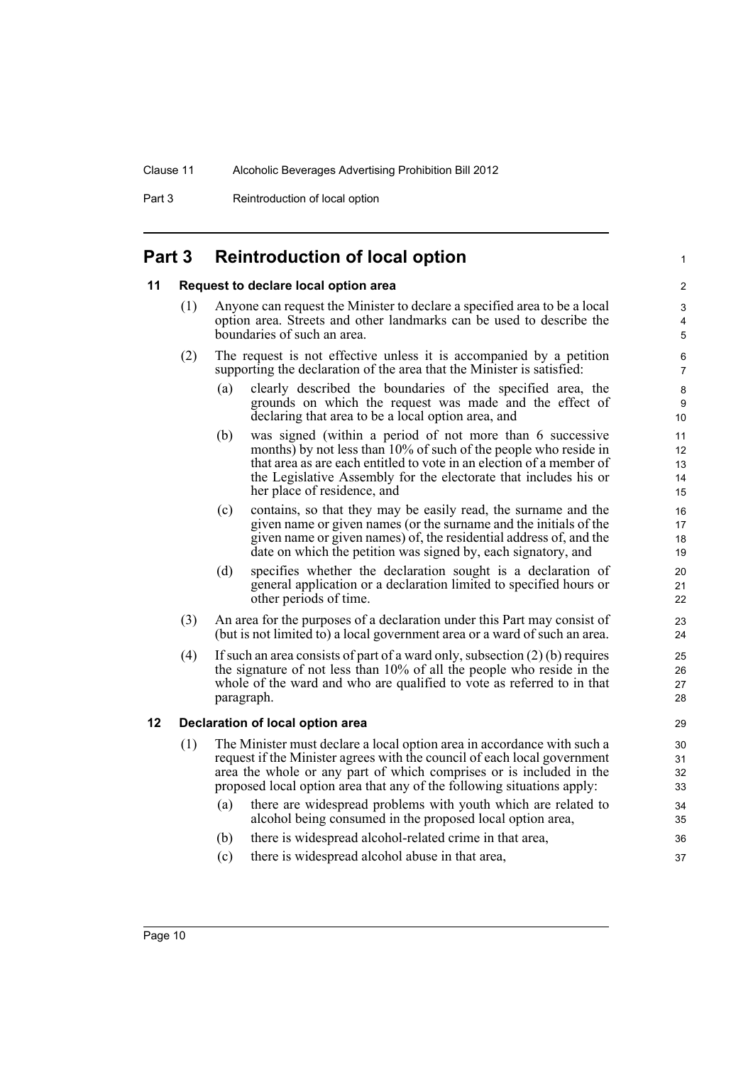# Part 3 Reintroduction of local option

## 11 Request to declare local option area

(1) Anyone can request the Minister to declare a specified area to be a local option area. Streets and other landmarks can be used to describe the boundaries of such an area.

(2) The request is not effective unless it is accompanied by a petition supporting the declaration of the area that the Minister is satisfied:

- (a) clearly described the boundaries of the specified area, the grounds on which the request was made and the effect of declaring that area to be a local option area, and
- (b) was signed (within a period of not more than 6 successive months) by not less than 10% of such of the people who reside in that area as are each entitled to vote in an election of a member of the Legislative Assembly for the electorate that includes his or her place of residence, and
- (c) contains, so that they may be easily read, the surname and the given name or given names (or the surname and the initials of the given name or given names) of, the residential address of, and the date on which the petition was signed by, each signatory, and
- (d) specifies whether the declaration sought is a declaration of general application or a declaration limited to specified hours or other periods of time.

(3) An area for the purposes of a declaration under this Part may consist of (but is not limited to) a local government area or a ward of such an area.

(4) If such an area consists of part of a ward only, subsection (2) (b) requires the signature of not less than 10% of all the people who reside in the whole of the ward and who are qualified to vote as referred to in that paragraph.

## 12 Declaration of local option area

(1) The Minister must declare a local option area in accordance with such a request if the Minister agrees with the council of each local government area the whole or any part of which comprises or is included in the proposed local option area that any of the following situations apply:

- (a) there are widespread problems with youth which are related to alcohol being consumed in the proposed local option area,
- (b) there is widespread alcohol-related crime in that area,
- (c) there is widespread alcohol abuse in that area,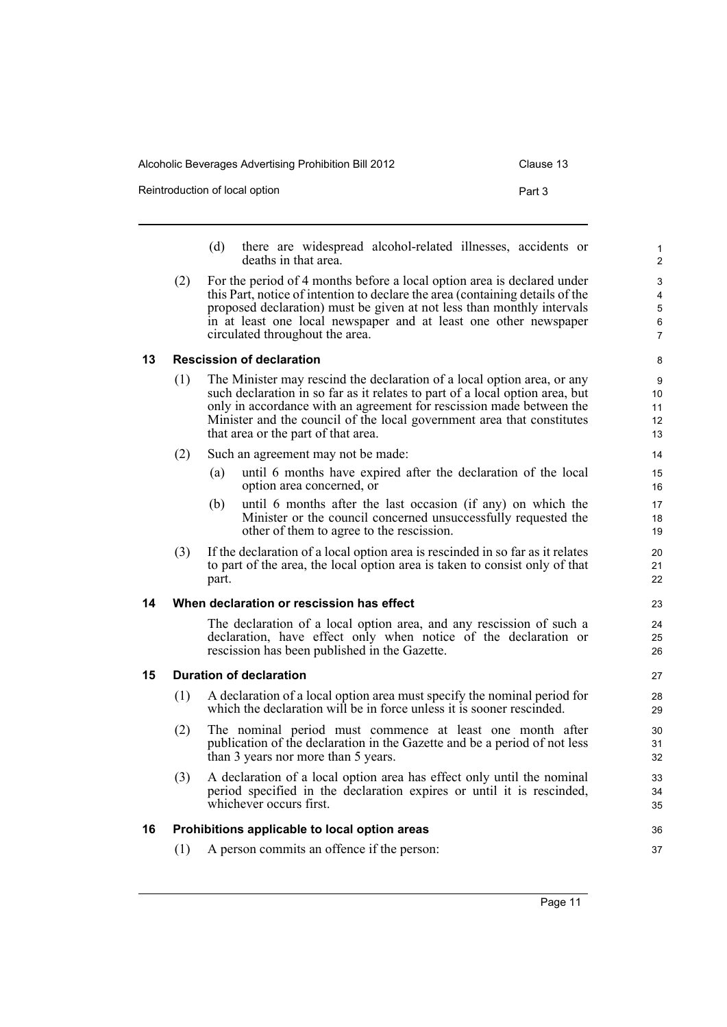(d) there are widespread alcohol-related illnesses, accidents or deaths in that area.

(2) For the period of 4 months before a local option area is declared under this Part, notice of intention to declare the area (containing details of the proposed declaration) must be given at not less than monthly intervals in at least one local newspaper and at least one other newspaper circulated throughout the area.

### 13 Rescission of declaration

(1) The Minister may rescind the declaration of a local option area, or any such declaration in so far as it relates to part of a local option area, but only in accordance with an agreement for rescission made between the Minister and the council of the local government area that constitutes that area or the part of that area.

(2) Such an agreement may not be made:

(a) until 6 months have expired after the declaration of the local option area concerned, or

(b) until 6 months after the last occasion (if any) on which the Minister or the council concerned unsuccessfully requested the other of them to agree to the rescission.

(3) If the declaration of a local option area is rescinded in so far as it relates to part of the area, the local option area is taken to consist only of that part.

### 14 When declaration or rescission has effect

The declaration of a local option area, and any rescission of such a declaration, have effect only when notice of the declaration or rescission has been published in the Gazette.

### 15 Duration of declaration

(1) A declaration of a local option area must specify the nominal period for which the declaration will be in force unless it is sooner rescinded.

(2) The nominal period must commence at least one month after publication of the declaration in the Gazette and be a period of not less than 3 years nor more than 5 years.

(3) A declaration of a local option area has effect only until the nominal period specified in the declaration expires or until it is rescinded, whichever occurs first.

### 16 Prohibitions applicable to local option areas

(1) A person commits an offence if the person: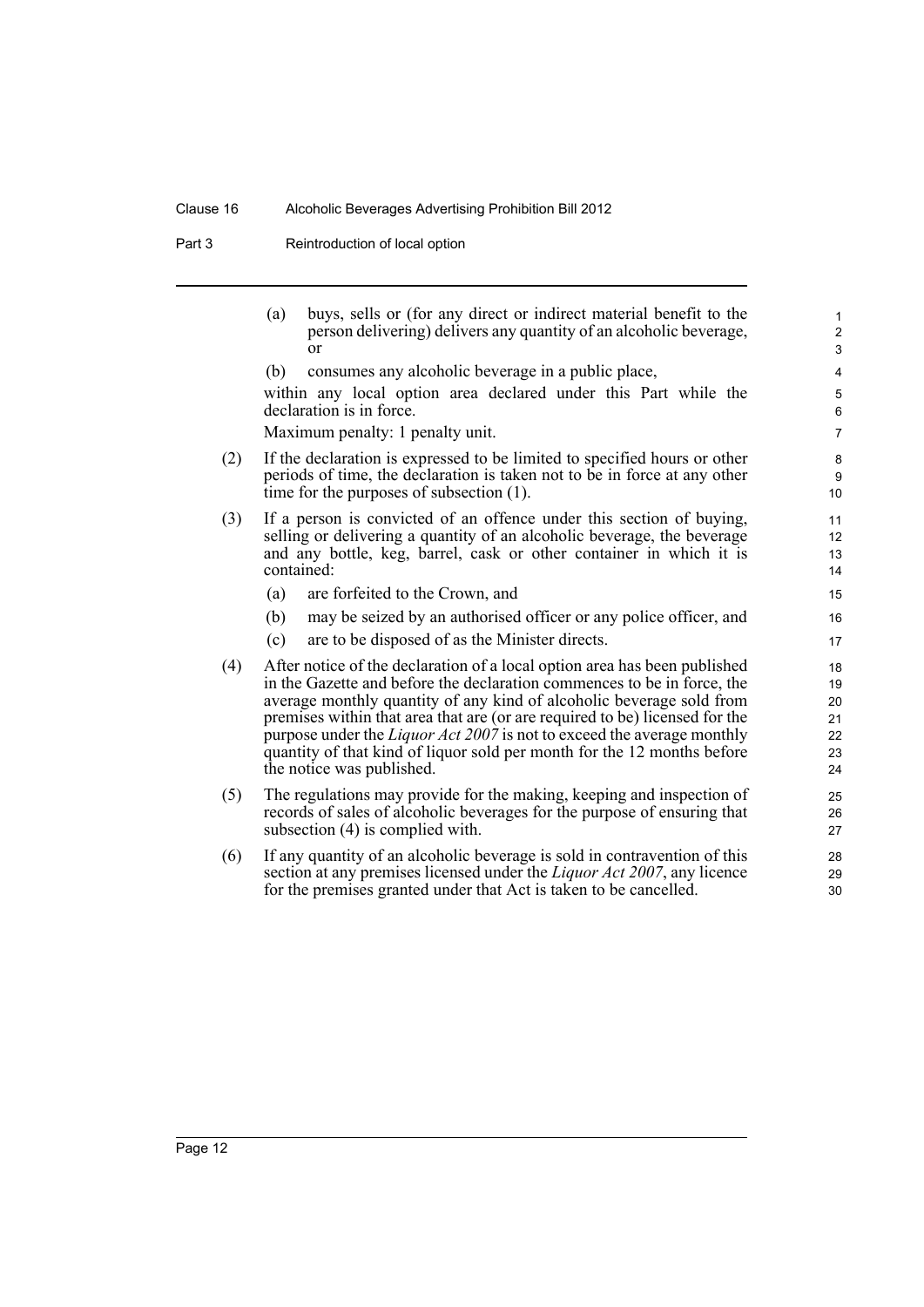(a) buys, sells or (for any direct or indirect material benefit to the person delivering) delivers any quantity of an alcoholic beverage, or

(b) consumes any alcoholic beverage in a public place,

within any local option area declared under this Part while the declaration is in force.

Maximum penalty: 1 penalty unit.

(2) If the declaration is expressed to be limited to specified hours or other periods of time, the declaration is taken not to be in force at any other time for the purposes of subsection (1).

(3) If a person is convicted of an offence under this section of buying, selling or delivering a quantity of an alcoholic beverage, the beverage and any bottle, keg, barrel, cask or other container in which it is contained:

(a) are forfeited to the Crown, and

(b) may be seized by an authorised officer or any police officer, and

(c) are to be disposed of as the Minister directs.

(4) After notice of the declaration of a local option area has been published in the Gazette and before the declaration commences to be in force, the average monthly quantity of any kind of alcoholic beverage sold from premises within that area that are (or are required to be) licensed for the purpose under the *Liquor Act 2007* is not to exceed the average monthly quantity of that kind of liquor sold per month for the 12 months before the notice was published.

(5) The regulations may provide for the making, keeping and inspection of records of sales of alcoholic beverages for the purpose of ensuring that subsection (4) is complied with.

(6) If any quantity of an alcoholic beverage is sold in contravention of this section at any premises licensed under the *Liquor Act 2007*, any licence for the premises granted under that Act is taken to be cancelled.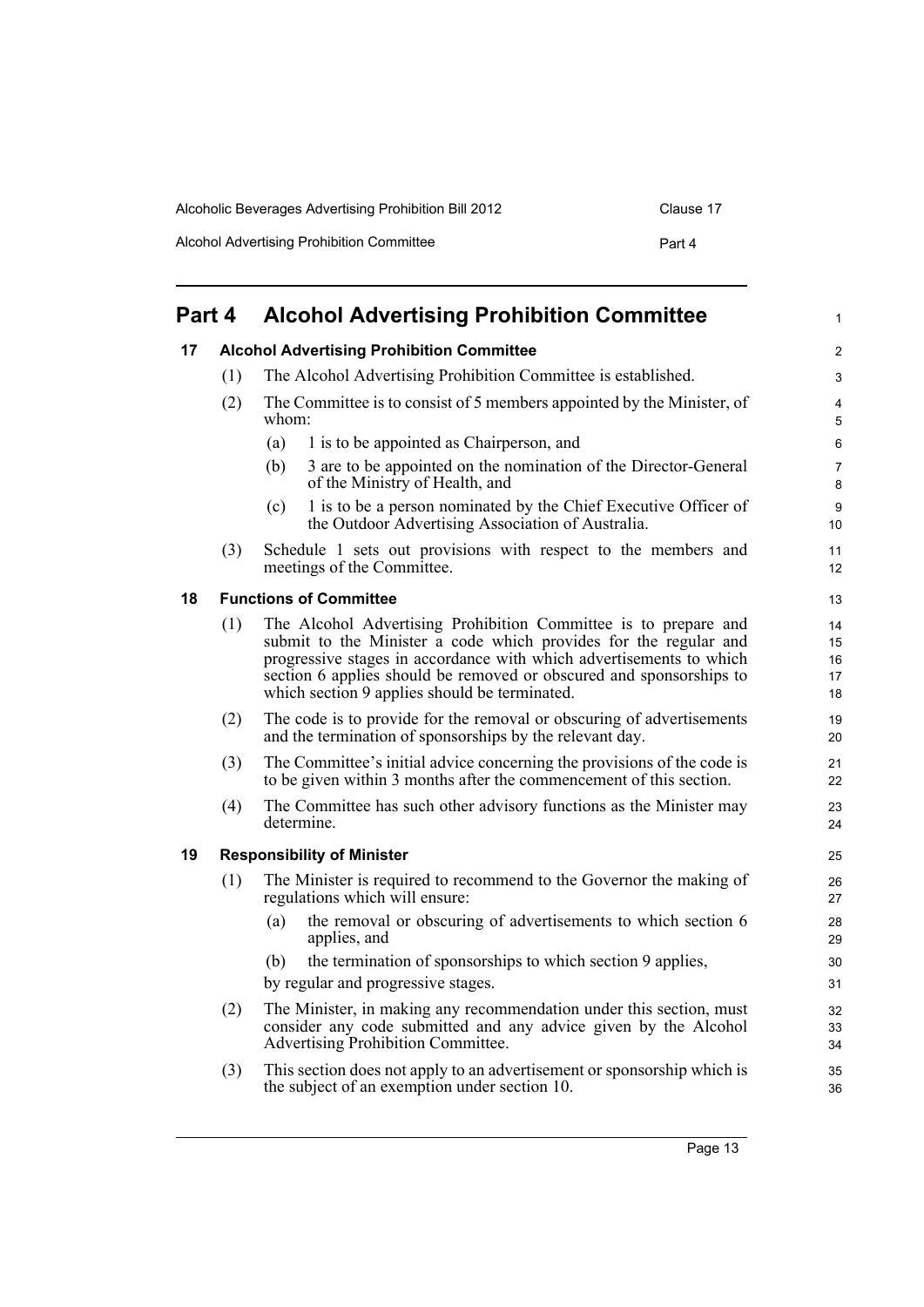# Part 4 Alcohol Advertising Prohibition Committee

## 17 Alcohol Advertising Prohibition Committee

(1) The Alcohol Advertising Prohibition Committee is established.

(2) The Committee is to consist of 5 members appointed by the Minister, of whom:

- (a) 1 is to be appointed as Chairperson, and
- (b) 3 are to be appointed on the nomination of the Director-General of the Ministry of Health, and
- (c) 1 is to be a person nominated by the Chief Executive Officer of the Outdoor Advertising Association of Australia.

(3) Schedule 1 sets out provisions with respect to the members and meetings of the Committee.

## 18 Functions of Committee

(1) The Alcohol Advertising Prohibition Committee is to prepare and submit to the Minister a code which provides for the regular and progressive stages in accordance with which advertisements to which section 6 applies should be removed or obscured and sponsorships to which section 9 applies should be terminated.

(2) The code is to provide for the removal or obscuring of advertisements and the termination of sponsorships by the relevant day.

(3) The Committee's initial advice concerning the provisions of the code is to be given within 3 months after the commencement of this section.

(4) The Committee has such other advisory functions as the Minister may determine.

## 19 Responsibility of Minister

(1) The Minister is required to recommend to the Governor the making of regulations which will ensure:

- (a) the removal or obscuring of advertisements to which section 6 applies, and
- (b) the termination of sponsorships to which section 9 applies,

by regular and progressive stages.

(2) The Minister, in making any recommendation under this section, must consider any code submitted and any advice given by the Alcohol Advertising Prohibition Committee.

(3) This section does not apply to an advertisement or sponsorship which is the subject of an exemption under section 10.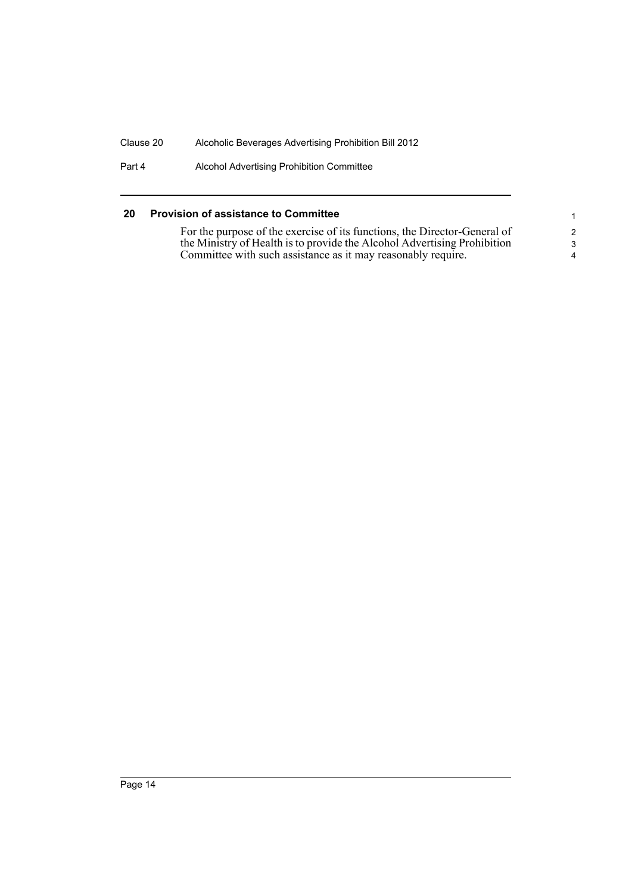## 20 Provision of assistance to Committee

For the purpose of the exercise of its functions, the Director-General of the Ministry of Health is to provide the Alcohol Advertising Prohibition Committee with such assistance as it may reasonably require.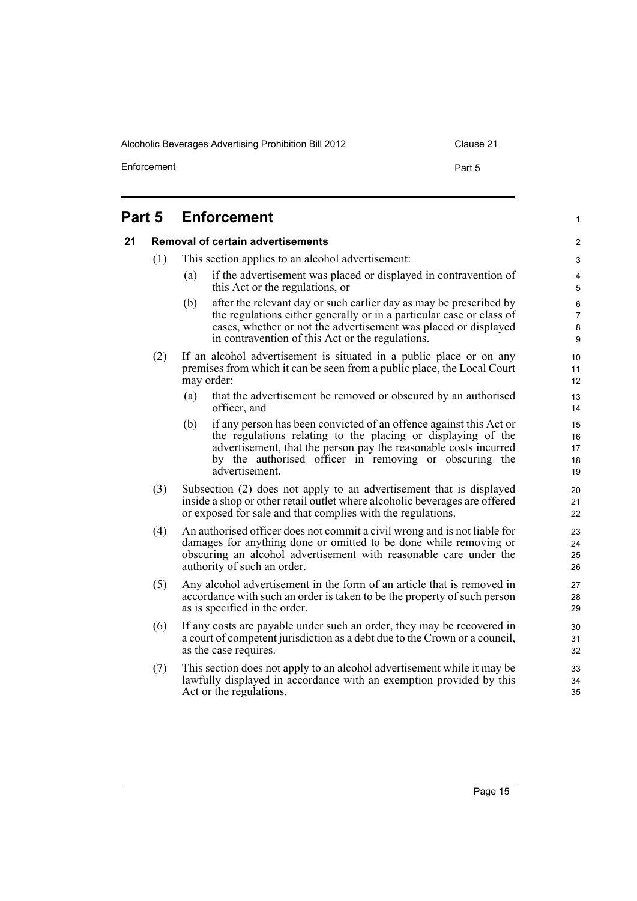# Part 5 Enforcement

## 21 Removal of certain advertisements

(1) This section applies to an alcohol advertisement:

(a) if the advertisement was placed or displayed in contravention of this Act or the regulations, or

(b) after the relevant day or such earlier day as may be prescribed by the regulations either generally or in a particular case or class of cases, whether or not the advertisement was placed or displayed in contravention of this Act or the regulations.

(2) If an alcohol advertisement is situated in a public place or on any premises from which it can be seen from a public place, the Local Court may order:

(a) that the advertisement be removed or obscured by an authorised officer, and

(b) if any person has been convicted of an offence against this Act or the regulations relating to the placing or displaying of the advertisement, that the person pay the reasonable costs incurred by the authorised officer in removing or obscuring the advertisement.

(3) Subsection (2) does not apply to an advertisement that is displayed inside a shop or other retail outlet where alcoholic beverages are offered or exposed for sale and that complies with the regulations.

(4) An authorised officer does not commit a civil wrong and is not liable for damages for anything done or omitted to be done while removing or obscuring an alcohol advertisement with reasonable care under the authority of such an order.

(5) Any alcohol advertisement in the form of an article that is removed in accordance with such an order is taken to be the property of such person as is specified in the order.

(6) If any costs are payable under such an order, they may be recovered in a court of competent jurisdiction as a debt due to the Crown or a council, as the case requires.

(7) This section does not apply to an alcohol advertisement while it may be lawfully displayed in accordance with an exemption provided by this Act or the regulations.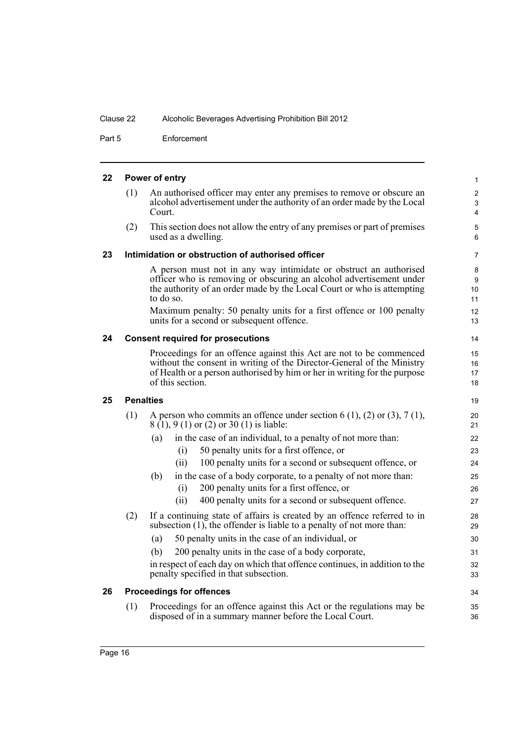**22 Power of entry**

(1) An authorised officer may enter any premises to remove or obscure an alcohol advertisement under the authority of an order made by the Local Court.

(2) This section does not allow the entry of any premises or part of premises used as a dwelling.

**23 Intimidation or obstruction of authorised officer**

A person must not in any way intimidate or obstruct an authorised officer who is removing or obscuring an alcohol advertisement under the authority of an order made by the Local Court or who is attempting to do so.

Maximum penalty: 50 penalty units for a first offence or 100 penalty units for a second or subsequent offence.

**24 Consent required for prosecutions**

Proceedings for an offence against this Act are not to be commenced without the consent in writing of the Director-General of the Ministry of Health or a person authorised by him or her in writing for the purpose of this section.

**25 Penalties**

(1) A person who commits an offence under section 6 (1), (2) or (3), 7 (1), 8 (1), 9 (1) or (2) or 30 (1) is liable:

- (a) in the case of an individual, to a penalty of not more than:
  - (i) 50 penalty units for a first offence, or
  - (ii) 100 penalty units for a second or subsequent offence, or
- (b) in the case of a body corporate, to a penalty of not more than:
  - (i) 200 penalty units for a first offence, or
  - (ii) 400 penalty units for a second or subsequent offence.

(2) If a continuing state of affairs is created by an offence referred to in subsection (1), the offender is liable to a penalty of not more than:

- (a) 50 penalty units in the case of an individual, or
- (b) 200 penalty units in the case of a body corporate,

in respect of each day on which that offence continues, in addition to the penalty specified in that subsection.

**26 Proceedings for offences**

(1) Proceedings for an offence against this Act or the regulations may be disposed of in a summary manner before the Local Court.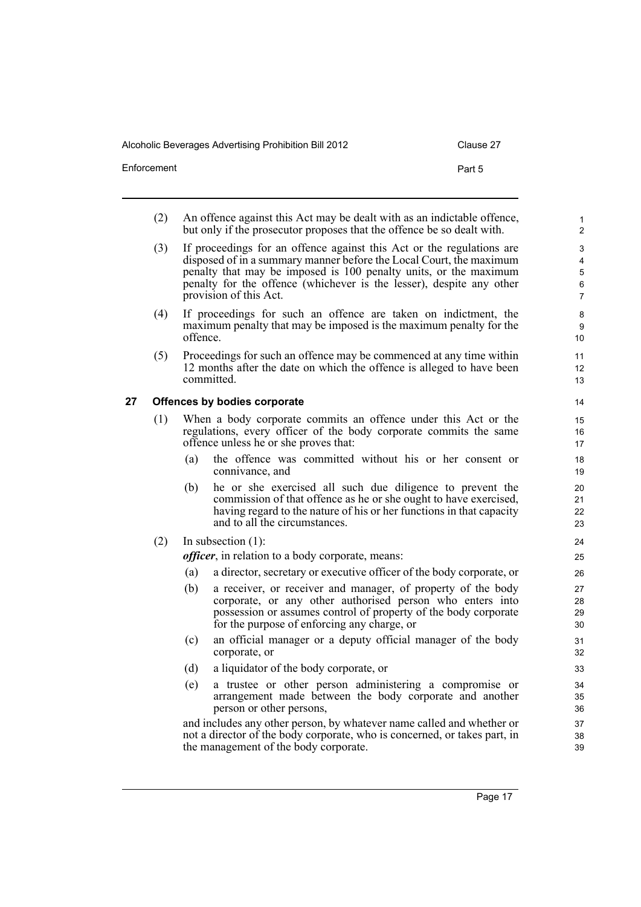(2) An offence against this Act may be dealt with as an indictable offence, but only if the prosecutor proposes that the offence be so dealt with.

(3) If proceedings for an offence against this Act or the regulations are disposed of in a summary manner before the Local Court, the maximum penalty that may be imposed is 100 penalty units, or the maximum penalty for the offence (whichever is the lesser), despite any other provision of this Act.

(4) If proceedings for such an offence are taken on indictment, the maximum penalty that may be imposed is the maximum penalty for the offence.

(5) Proceedings for such an offence may be commenced at any time within 12 months after the date on which the offence is alleged to have been committed.

## 27 Offences by bodies corporate

(1) When a body corporate commits an offence under this Act or the regulations, every officer of the body corporate commits the same offence unless he or she proves that:

- (a) the offence was committed without his or her consent or connivance, and
- (b) he or she exercised all such due diligence to prevent the commission of that offence as he or she ought to have exercised, having regard to the nature of his or her functions in that capacity and to all the circumstances.

(2) In subsection (1):

***officer***, in relation to a body corporate, means:

- (a) a director, secretary or executive officer of the body corporate, or
- (b) a receiver, or receiver and manager, of property of the body corporate, or any other authorised person who enters into possession or assumes control of property of the body corporate for the purpose of enforcing any charge, or
- (c) an official manager or a deputy official manager of the body corporate, or
- (d) a liquidator of the body corporate, or
- (e) a trustee or other person administering a compromise or arrangement made between the body corporate and another person or other persons,

and includes any other person, by whatever name called and whether or not a director of the body corporate, who is concerned, or takes part, in the management of the body corporate.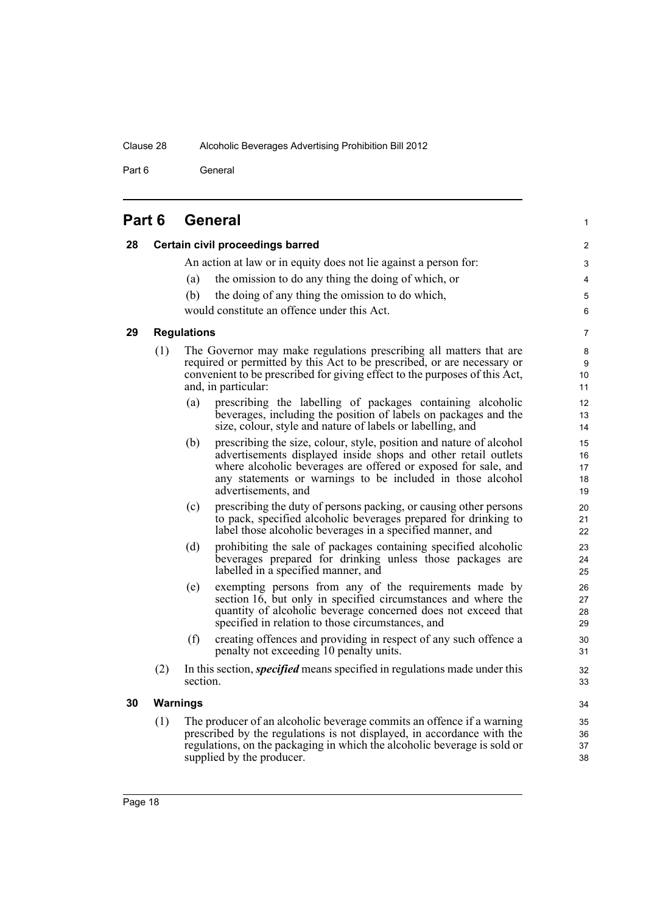# Part 6 General

## 28 Certain civil proceedings barred

An action at law or in equity does not lie against a person for:

(a) the omission to do any thing the doing of which, or

(b) the doing of any thing the omission to do which,

would constitute an offence under this Act.

## 29 Regulations

(1) The Governor may make regulations prescribing all matters that are required or permitted by this Act to be prescribed, or are necessary or convenient to be prescribed for giving effect to the purposes of this Act, and, in particular:

(a) prescribing the labelling of packages containing alcoholic beverages, including the position of labels on packages and the size, colour, style and nature of labels or labelling, and

(b) prescribing the size, colour, style, position and nature of alcohol advertisements displayed inside shops and other retail outlets where alcoholic beverages are offered or exposed for sale, and any statements or warnings to be included in those alcohol advertisements, and

(c) prescribing the duty of persons packing, or causing other persons to pack, specified alcoholic beverages prepared for drinking to label those alcoholic beverages in a specified manner, and

(d) prohibiting the sale of packages containing specified alcoholic beverages prepared for drinking unless those packages are labelled in a specified manner, and

(e) exempting persons from any of the requirements made by section 16, but only in specified circumstances and where the quantity of alcoholic beverage concerned does not exceed that specified in relation to those circumstances, and

(f) creating offences and providing in respect of any such offence a penalty not exceeding 10 penalty units.

(2) In this section, ***specified*** means specified in regulations made under this section.

## 30 Warnings

(1) The producer of an alcoholic beverage commits an offence if a warning prescribed by the regulations is not displayed, in accordance with the regulations, on the packaging in which the alcoholic beverage is sold or supplied by the producer.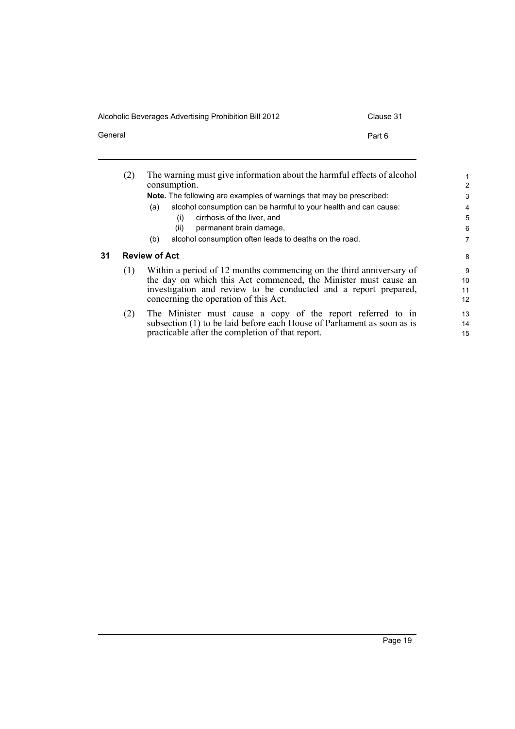(2) The warning must give information about the harmful effects of alcohol consumption.

**Note.** The following are examples of warnings that may be prescribed:

(a) alcohol consumption can be harmful to your health and can cause:

(i) cirrhosis of the liver, and

(ii) permanent brain damage,

(b) alcohol consumption often leads to deaths on the road.

## 31 Review of Act

(1) Within a period of 12 months commencing on the third anniversary of the day on which this Act commenced, the Minister must cause an investigation and review to be conducted and a report prepared, concerning the operation of this Act.

(2) The Minister must cause a copy of the report referred to in subsection (1) to be laid before each House of Parliament as soon as is practicable after the completion of that report.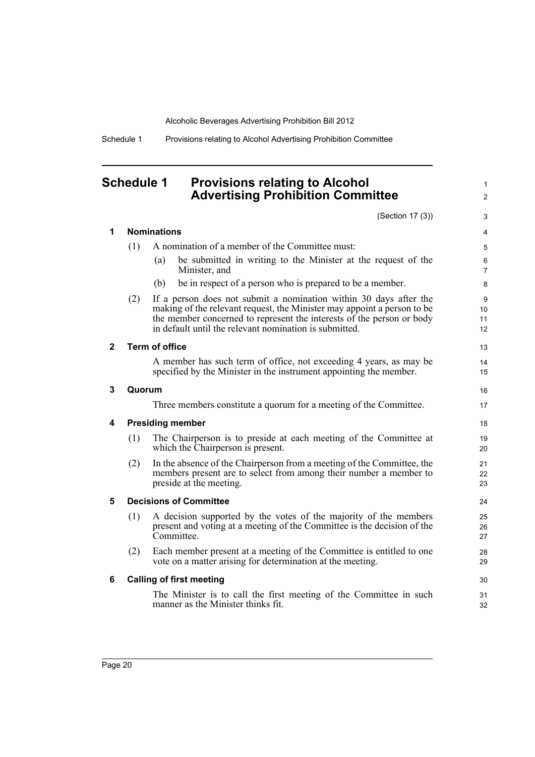# Schedule 1 Provisions relating to Alcohol Advertising Prohibition Committee

(Section 17 (3))

## 1 Nominations

(1) A nomination of a member of the Committee must:

(a) be submitted in writing to the Minister at the request of the Minister, and

(b) be in respect of a person who is prepared to be a member.

(2) If a person does not submit a nomination within 30 days after the making of the relevant request, the Minister may appoint a person to be the member concerned to represent the interests of the person or body in default until the relevant nomination is submitted.

## 2 Term of office

A member has such term of office, not exceeding 4 years, as may be specified by the Minister in the instrument appointing the member.

## 3 Quorum

Three members constitute a quorum for a meeting of the Committee.

## 4 Presiding member

(1) The Chairperson is to preside at each meeting of the Committee at which the Chairperson is present.

(2) In the absence of the Chairperson from a meeting of the Committee, the members present are to select from among their number a member to preside at the meeting.

## 5 Decisions of Committee

(1) A decision supported by the votes of the majority of the members present and voting at a meeting of the Committee is the decision of the Committee.

(2) Each member present at a meeting of the Committee is entitled to one vote on a matter arising for determination at the meeting.

## 6 Calling of first meeting

The Minister is to call the first meeting of the Committee in such manner as the Minister thinks fit.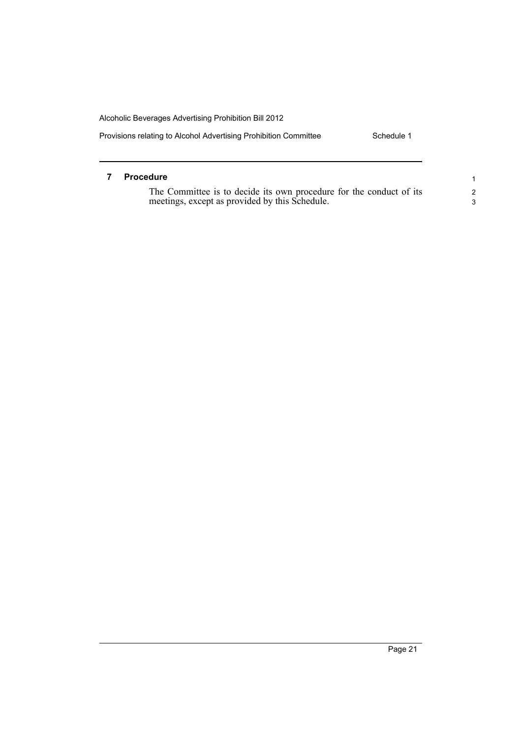## 7 Procedure

The Committee is to decide its own procedure for the conduct of its meetings, except as provided by this Schedule.